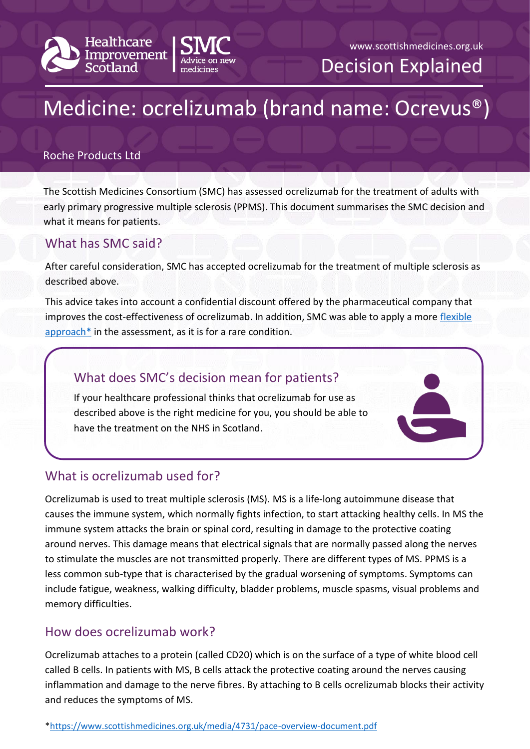Healthcare Improvement Scotland | SMC Advice on new medicines

www.scottishmedicines.org.uk

Decision Explained

# Medicine: ocrelizumab (brand name: Ocrevus®)

Roche Products Ltd

The Scottish Medicines Consortium (SMC) has assessed ocrelizumab for the treatment of adults with early primary progressive multiple sclerosis (PPMS). This document summarises the SMC decision and what it means for patients.

## What has SMC said?

After careful consideration, SMC has accepted ocrelizumab for the treatment of multiple sclerosis as described above.

This advice takes into account a confidential discount offered by the pharmaceutical company that improves the cost-effectiveness of ocrelizumab. In addition, SMC was able to apply a more flexible approach* in the assessment, as it is for a rare condition.

### What does SMC's decision mean for patients?

If your healthcare professional thinks that ocrelizumab for use as described above is the right medicine for you, you should be able to have the treatment on the NHS in Scotland.

## What is ocrelizumab used for?

Ocrelizumab is used to treat multiple sclerosis (MS). MS is a life-long autoimmune disease that causes the immune system, which normally fights infection, to start attacking healthy cells. In MS the immune system attacks the brain or spinal cord, resulting in damage to the protective coating around nerves. This damage means that electrical signals that are normally passed along the nerves to stimulate the muscles are not transmitted properly. There are different types of MS. PPMS is a less common sub-type that is characterised by the gradual worsening of symptoms. Symptoms can include fatigue, weakness, walking difficulty, bladder problems, muscle spasms, visual problems and memory difficulties.

## How does ocrelizumab work?

Ocrelizumab attaches to a protein (called CD20) which is on the surface of a type of white blood cell called B cells. In patients with MS, B cells attack the protective coating around the nerves causing inflammation and damage to the nerve fibres. By attaching to B cells ocrelizumab blocks their activity and reduces the symptoms of MS.

*https://www.scottishmedicines.org.uk/media/4731/pace-overview-document.pdf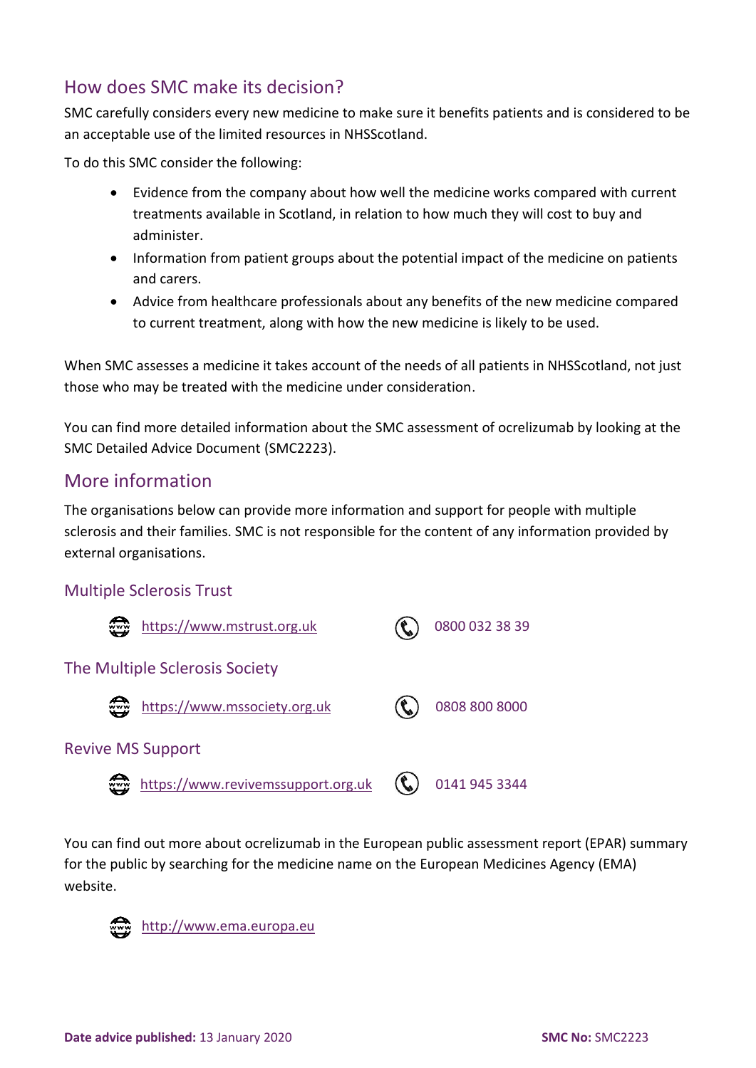## How does SMC make its decision?

SMC carefully considers every new medicine to make sure it benefits patients and is considered to be an acceptable use of the limited resources in NHSScotland.

To do this SMC consider the following:

- Evidence from the company about how well the medicine works compared with current treatments available in Scotland, in relation to how much they will cost to buy and administer.
- Information from patient groups about the potential impact of the medicine on patients and carers.
- Advice from healthcare professionals about any benefits of the new medicine compared to current treatment, along with how the new medicine is likely to be used.

When SMC assesses a medicine it takes account of the needs of all patients in NHSScotland, not just those who may be treated with the medicine under consideration.

You can find more detailed information about the SMC assessment of ocrelizumab by looking at the SMC Detailed Advice Document (SMC2223).

## More information

The organisations below can provide more information and support for people with multiple sclerosis and their families. SMC is not responsible for the content of any information provided by external organisations.

### Multiple Sclerosis Trust

https://www.mstrust.org.uk 0800 032 38 39

### The Multiple Sclerosis Society

https://www.mssociety.org.uk 0808 800 8000

### Revive MS Support

https://www.revivemssupport.org.uk 0141 945 3344

You can find out more about ocrelizumab in the European public assessment report (EPAR) summary for the public by searching for the medicine name on the European Medicines Agency (EMA) website.

http://www.ema.europa.eu

**Date advice published:** 13 January 2020 **SMC No:** SMC2223